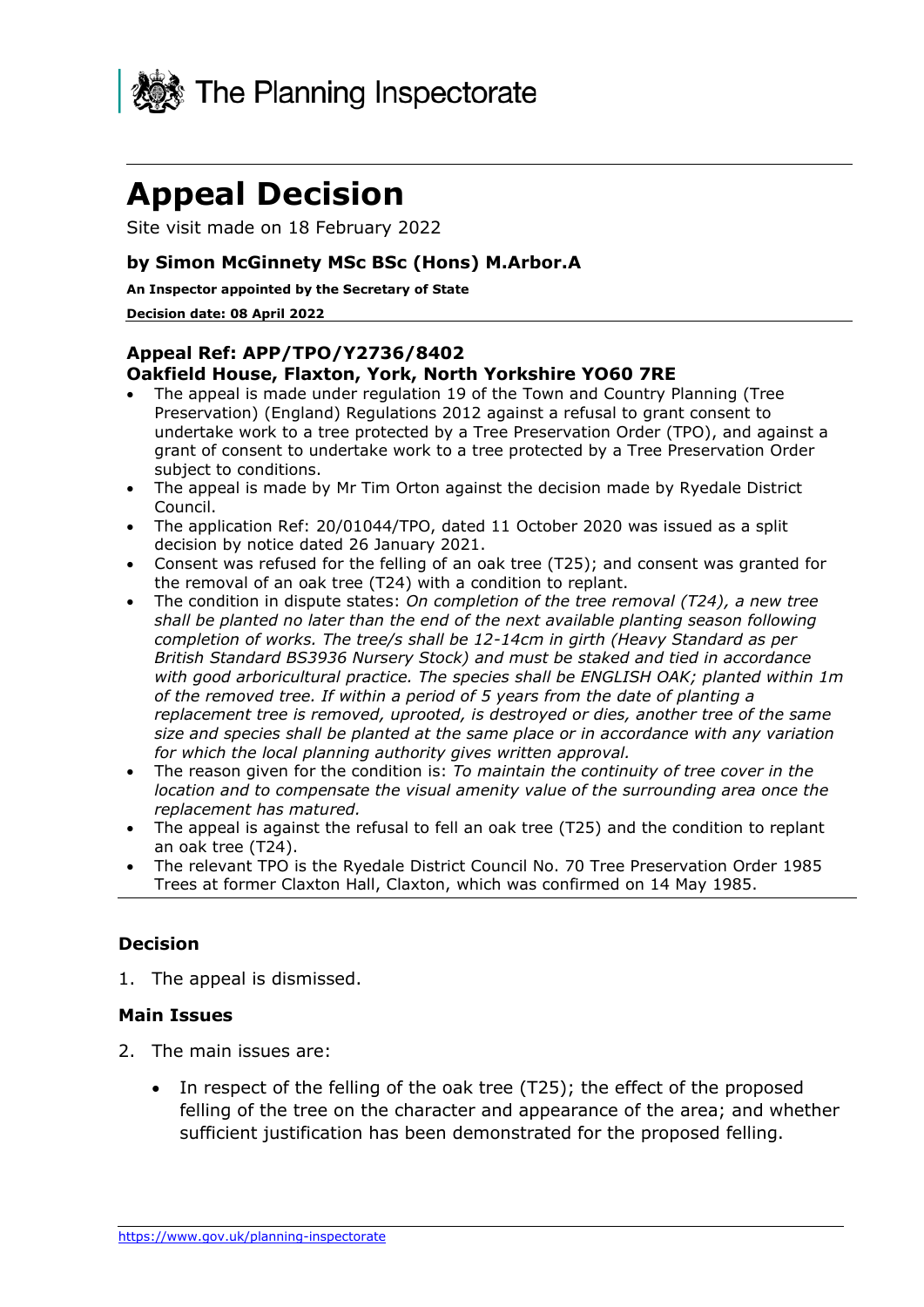The Planning Inspectorate

# Appeal Decision

Site visit made on 18 February 2022

### by Simon McGinnety MSc BSc (Hons) M.Arbor.A

**An Inspector appointed by the Secretary of State**

**Decision date: 08 April 2022**

### Appeal Ref: APP/TPO/Y2736/8402
### Oakfield House, Flaxton, York, North Yorkshire YO60 7RE

- The appeal is made under regulation 19 of the Town and Country Planning (Tree Preservation) (England) Regulations 2012 against a refusal to grant consent to undertake work to a tree protected by a Tree Preservation Order (TPO), and against a grant of consent to undertake work to a tree protected by a Tree Preservation Order subject to conditions.
- The appeal is made by Mr Tim Orton against the decision made by Ryedale District Council.
- The application Ref: 20/01044/TPO, dated 11 October 2020 was issued as a split decision by notice dated 26 January 2021.
- Consent was refused for the felling of an oak tree (T25); and consent was granted for the removal of an oak tree (T24) with a condition to replant.
- The condition in dispute states: *On completion of the tree removal (T24), a new tree shall be planted no later than the end of the next available planting season following completion of works. The tree/s shall be 12-14cm in girth (Heavy Standard as per British Standard BS3936 Nursery Stock) and must be staked and tied in accordance with good arboricultural practice. The species shall be ENGLISH OAK; planted within 1m of the removed tree. If within a period of 5 years from the date of planting a replacement tree is removed, uprooted, is destroyed or dies, another tree of the same size and species shall be planted at the same place or in accordance with any variation for which the local planning authority gives written approval.*
- The reason given for the condition is: *To maintain the continuity of tree cover in the location and to compensate the visual amenity value of the surrounding area once the replacement has matured.*
- The appeal is against the refusal to fell an oak tree (T25) and the condition to replant an oak tree (T24).
- The relevant TPO is the Ryedale District Council No. 70 Tree Preservation Order 1985 Trees at former Claxton Hall, Claxton, which was confirmed on 14 May 1985.

### Decision

1. The appeal is dismissed.

### Main Issues

2. The main issues are:

    - In respect of the felling of the oak tree (T25); the effect of the proposed felling of the tree on the character and appearance of the area; and whether sufficient justification has been demonstrated for the proposed felling.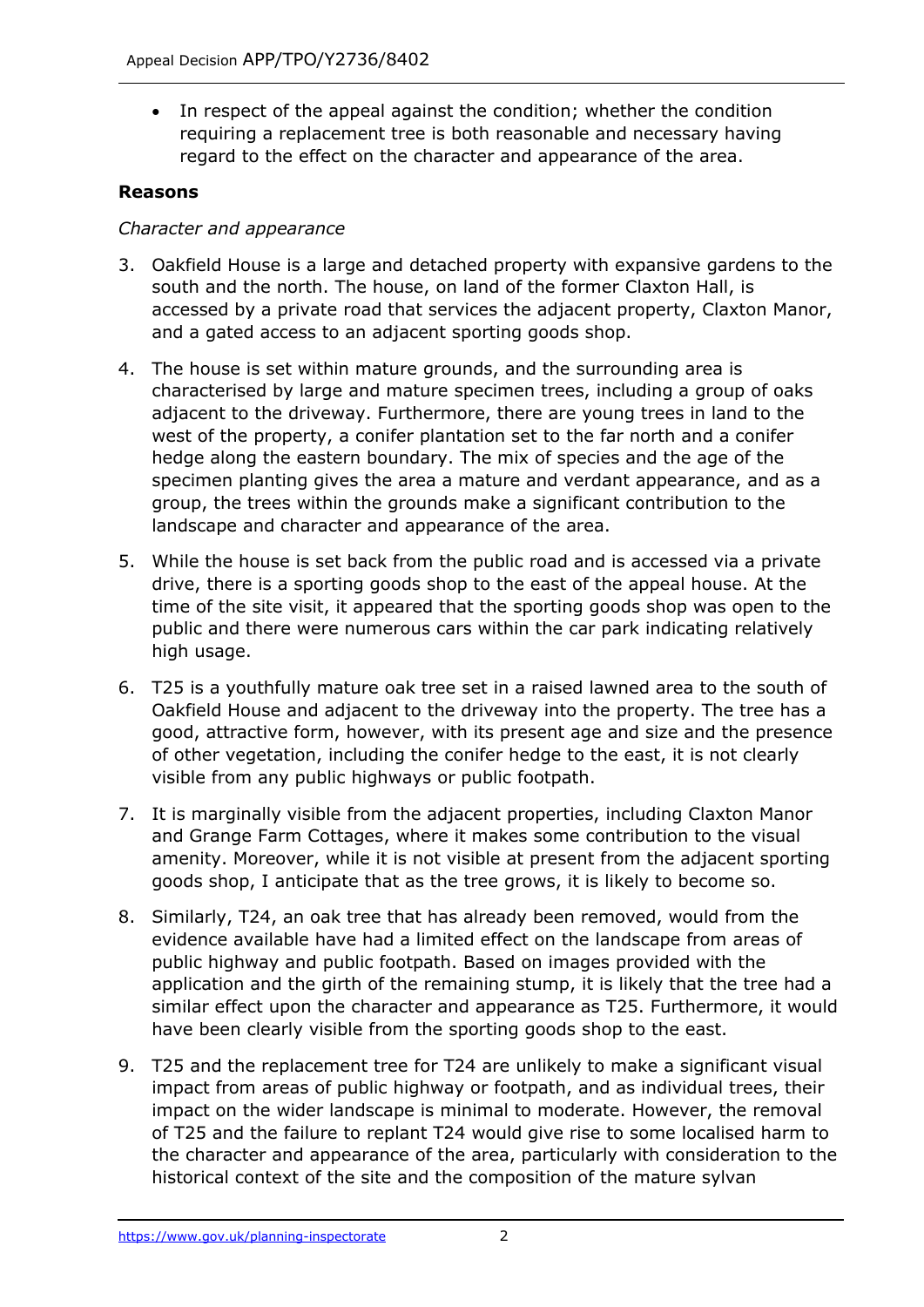- In respect of the appeal against the condition; whether the condition requiring a replacement tree is both reasonable and necessary having regard to the effect on the character and appearance of the area.

**Reasons**

*Character and appearance*

3. Oakfield House is a large and detached property with expansive gardens to the south and the north. The house, on land of the former Claxton Hall, is accessed by a private road that services the adjacent property, Claxton Manor, and a gated access to an adjacent sporting goods shop.

4. The house is set within mature grounds, and the surrounding area is characterised by large and mature specimen trees, including a group of oaks adjacent to the driveway. Furthermore, there are young trees in land to the west of the property, a conifer plantation set to the far north and a conifer hedge along the eastern boundary. The mix of species and the age of the specimen planting gives the area a mature and verdant appearance, and as a group, the trees within the grounds make a significant contribution to the landscape and character and appearance of the area.

5. While the house is set back from the public road and is accessed via a private drive, there is a sporting goods shop to the east of the appeal house. At the time of the site visit, it appeared that the sporting goods shop was open to the public and there were numerous cars within the car park indicating relatively high usage.

6. T25 is a youthfully mature oak tree set in a raised lawned area to the south of Oakfield House and adjacent to the driveway into the property. The tree has a good, attractive form, however, with its present age and size and the presence of other vegetation, including the conifer hedge to the east, it is not clearly visible from any public highways or public footpath.

7. It is marginally visible from the adjacent properties, including Claxton Manor and Grange Farm Cottages, where it makes some contribution to the visual amenity. Moreover, while it is not visible at present from the adjacent sporting goods shop, I anticipate that as the tree grows, it is likely to become so.

8. Similarly, T24, an oak tree that has already been removed, would from the evidence available have had a limited effect on the landscape from areas of public highway and public footpath. Based on images provided with the application and the girth of the remaining stump, it is likely that the tree had a similar effect upon the character and appearance as T25. Furthermore, it would have been clearly visible from the sporting goods shop to the east.

9. T25 and the replacement tree for T24 are unlikely to make a significant visual impact from areas of public highway or footpath, and as individual trees, their impact on the wider landscape is minimal to moderate. However, the removal of T25 and the failure to replant T24 would give rise to some localised harm to the character and appearance of the area, particularly with consideration to the historical context of the site and the composition of the mature sylvan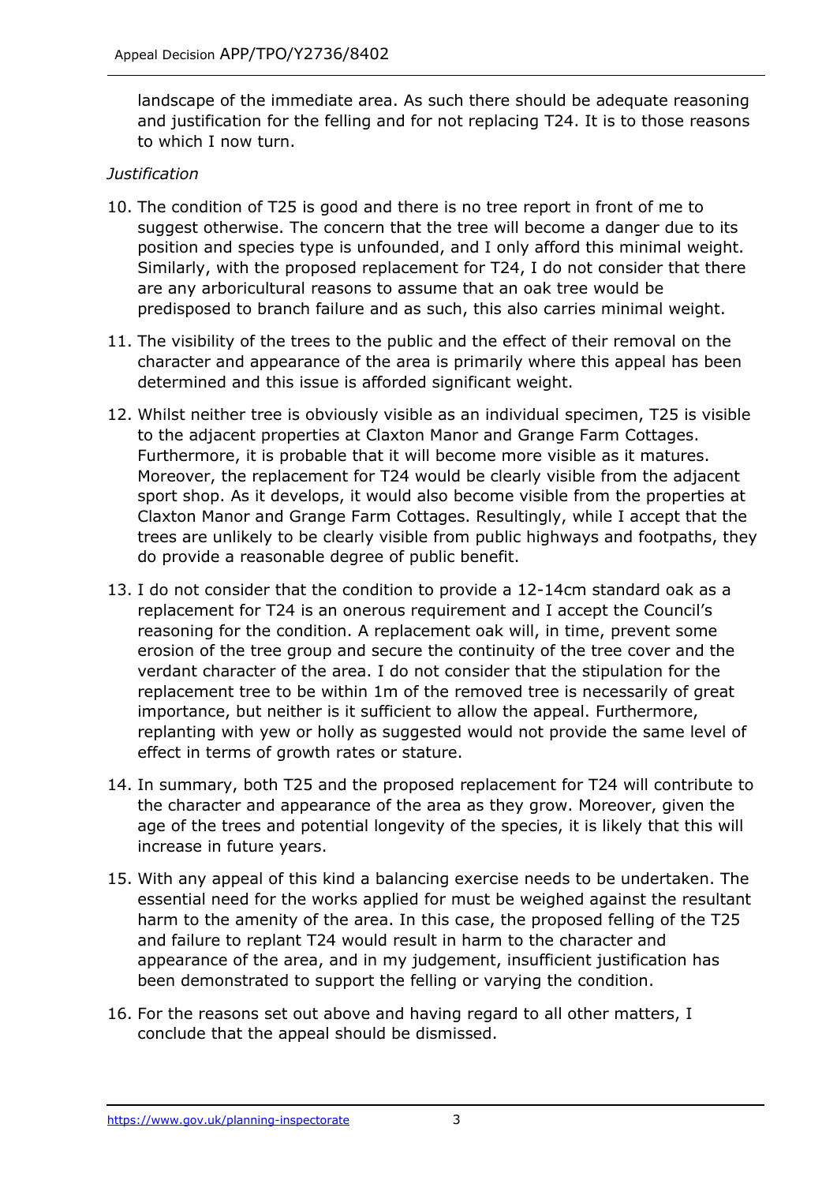landscape of the immediate area. As such there should be adequate reasoning and justification for the felling and for not replacing T24. It is to those reasons to which I now turn.

*Justification*

10. The condition of T25 is good and there is no tree report in front of me to suggest otherwise. The concern that the tree will become a danger due to its position and species type is unfounded, and I only afford this minimal weight. Similarly, with the proposed replacement for T24, I do not consider that there are any arboricultural reasons to assume that an oak tree would be predisposed to branch failure and as such, this also carries minimal weight.

11. The visibility of the trees to the public and the effect of their removal on the character and appearance of the area is primarily where this appeal has been determined and this issue is afforded significant weight.

12. Whilst neither tree is obviously visible as an individual specimen, T25 is visible to the adjacent properties at Claxton Manor and Grange Farm Cottages. Furthermore, it is probable that it will become more visible as it matures. Moreover, the replacement for T24 would be clearly visible from the adjacent sport shop. As it develops, it would also become visible from the properties at Claxton Manor and Grange Farm Cottages. Resultingly, while I accept that the trees are unlikely to be clearly visible from public highways and footpaths, they do provide a reasonable degree of public benefit.

13. I do not consider that the condition to provide a 12-14cm standard oak as a replacement for T24 is an onerous requirement and I accept the Council's reasoning for the condition. A replacement oak will, in time, prevent some erosion of the tree group and secure the continuity of the tree cover and the verdant character of the area. I do not consider that the stipulation for the replacement tree to be within 1m of the removed tree is necessarily of great importance, but neither is it sufficient to allow the appeal. Furthermore, replanting with yew or holly as suggested would not provide the same level of effect in terms of growth rates or stature.

14. In summary, both T25 and the proposed replacement for T24 will contribute to the character and appearance of the area as they grow. Moreover, given the age of the trees and potential longevity of the species, it is likely that this will increase in future years.

15. With any appeal of this kind a balancing exercise needs to be undertaken. The essential need for the works applied for must be weighed against the resultant harm to the amenity of the area. In this case, the proposed felling of the T25 and failure to replant T24 would result in harm to the character and appearance of the area, and in my judgement, insufficient justification has been demonstrated to support the felling or varying the condition.

16. For the reasons set out above and having regard to all other matters, I conclude that the appeal should be dismissed.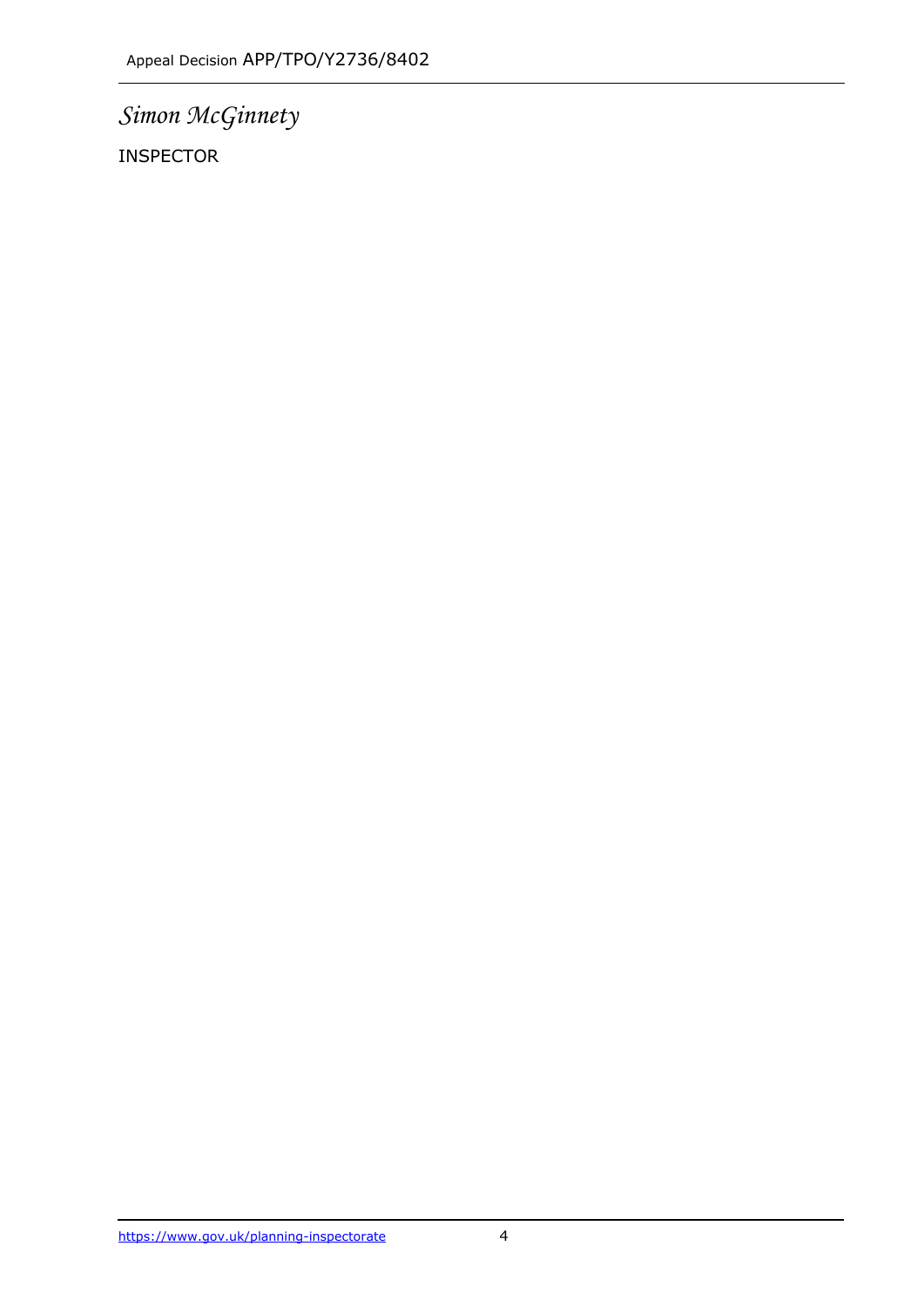*Simon McGinnety*

INSPECTOR